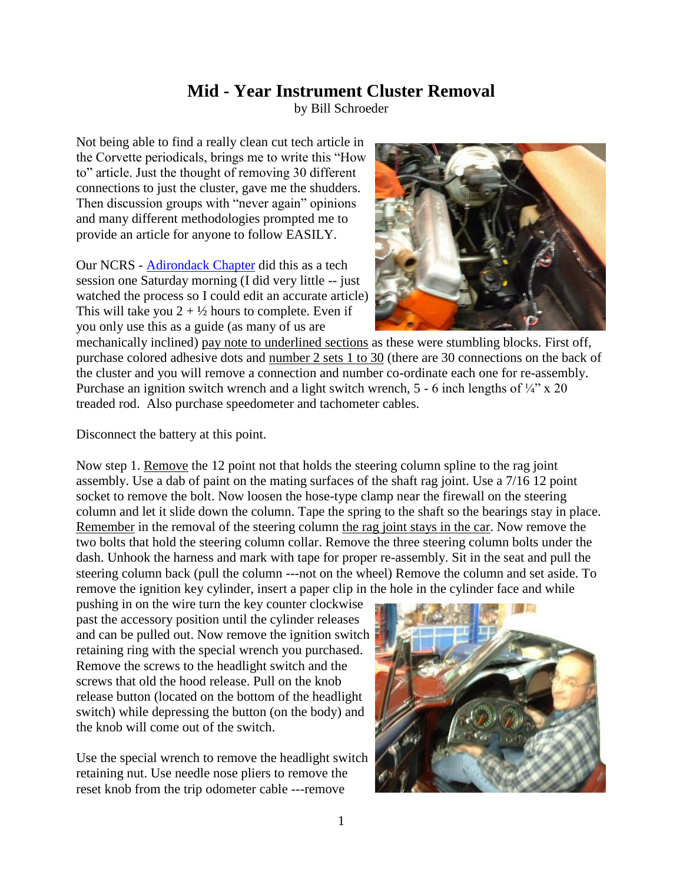# Mid - Year Instrument Cluster Removal

by Bill Schroeder

Not being able to find a really clean cut tech article in the Corvette periodicals, brings me to write this "How to" article. Just the thought of removing 30 different connections to just the cluster, gave me the shudders. Then discussion groups with "never again" opinions and many different methodologies prompted me to provide an article for anyone to follow EASILY.

Our NCRS - Adirondack Chapter did this as a tech session one Saturday morning (I did very little -- just watched the process so I could edit an accurate article) This will take you 2 + ½ hours to complete. Even if you only use this as a guide (as many of us are mechanically inclined) <u>pay note to underlined sections</u> as these were stumbling blocks. First off, purchase colored adhesive dots and <u>number 2 sets 1 to 30</u> (there are 30 connections on the back of the cluster and you will remove a connection and number co-ordinate each one for re-assembly. Purchase an ignition switch wrench and a light switch wrench, 5 - 6 inch lengths of ¼" x 20 treaded rod. Also purchase speedometer and tachometer cables.

Disconnect the battery at this point.

Now step 1. <u>Remove</u> the 12 point not that holds the steering column spline to the rag joint assembly. Use a dab of paint on the mating surfaces of the shaft rag joint. Use a 7/16 12 point socket to remove the bolt. Now loosen the hose-type clamp near the firewall on the steering column and let it slide down the column. Tape the spring to the shaft so the bearings stay in place. <u>Remember</u> in the removal of the steering column <u>the rag joint stays in the car</u>. Now remove the two bolts that hold the steering column collar. Remove the three steering column bolts under the dash. Unhook the harness and mark with tape for proper re-assembly. Sit in the seat and pull the steering column back (pull the column ---not on the wheel) Remove the column and set aside. To remove the ignition key cylinder, insert a paper clip in the hole in the cylinder face and while pushing in on the wire turn the key counter clockwise past the accessory position until the cylinder releases and can be pulled out. Now remove the ignition switch retaining ring with the special wrench you purchased. Remove the screws to the headlight switch and the screws that old the hood release. Pull on the knob release button (located on the bottom of the headlight switch) while depressing the button (on the body) and the knob will come out of the switch.

Use the special wrench to remove the headlight switch retaining nut. Use needle nose pliers to remove the reset knob from the trip odometer cable ---remove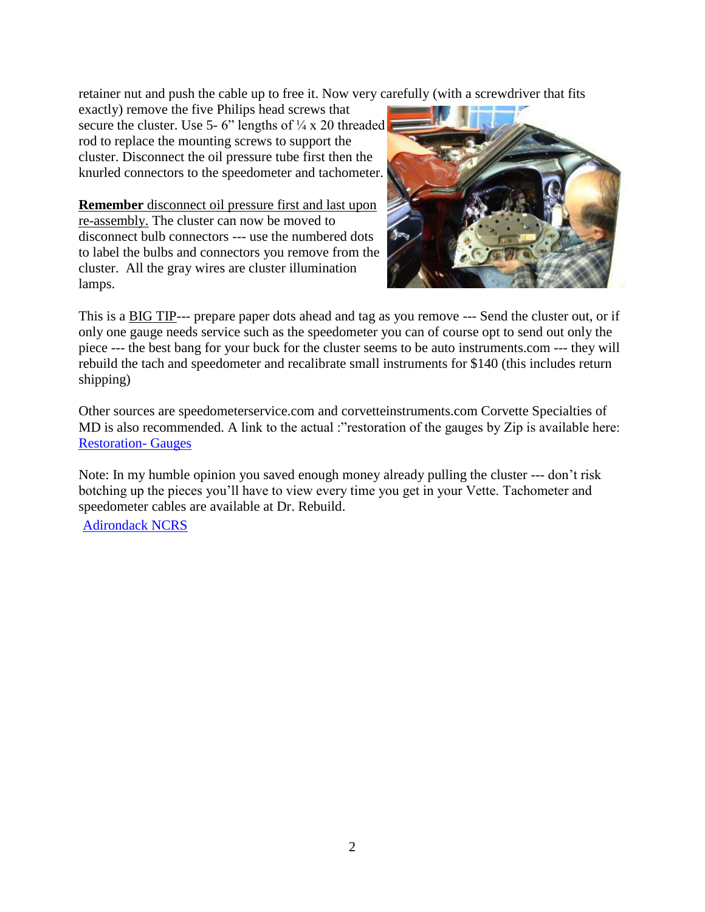retainer nut and push the cable up to free it. Now very carefully (with a screwdriver that fits exactly) remove the five Philips head screws that secure the cluster. Use 5- 6" lengths of ¼ x 20 threaded rod to replace the mounting screws to support the cluster. Disconnect the oil pressure tube first then the knurled connectors to the speedometer and tachometer.

**Remember** disconnect oil pressure first and last upon re-assembly. The cluster can now be moved to disconnect bulb connectors --- use the numbered dots to label the bulbs and connectors you remove from the cluster. All the gray wires are cluster illumination lamps.

This is a BIG TIP--- prepare paper dots ahead and tag as you remove --- Send the cluster out, or if only one gauge needs service such as the speedometer you can of course opt to send out only the piece --- the best bang for your buck for the cluster seems to be auto instruments.com --- they will rebuild the tach and speedometer and recalibrate small instruments for $140 (this includes return shipping)

Other sources are speedometerservice.com and corvetteinstruments.com Corvette Specialties of MD is also recommended. A link to the actual :"restoration of the gauges by Zip is available here: [Restoration- Gauges]

Note: In my humble opinion you saved enough money already pulling the cluster --- don't risk botching up the pieces you'll have to view every time you get in your Vette. Tachometer and speedometer cables are available at Dr. Rebuild.

[Adirondack NCRS]